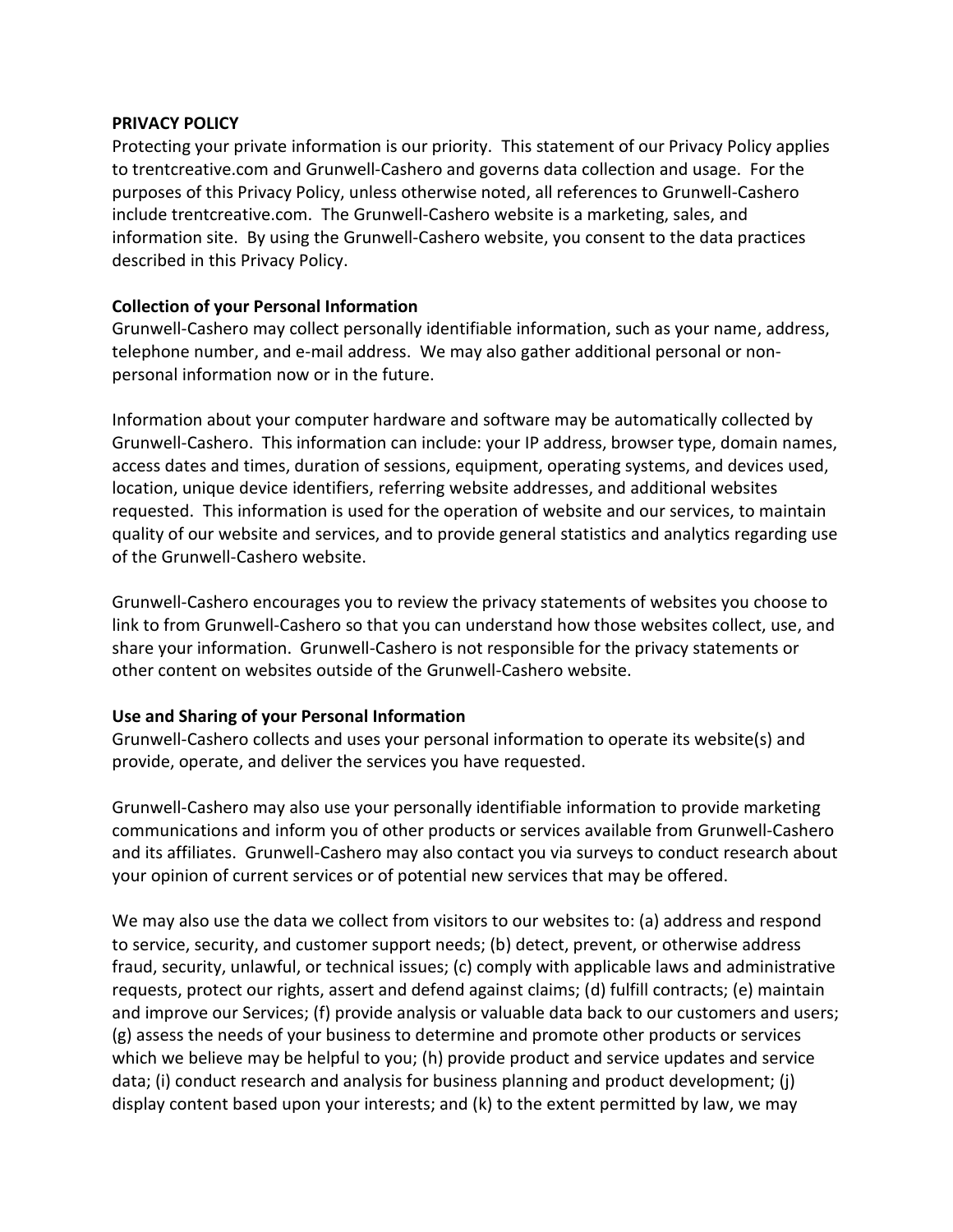# PRIVACY POLICY

Protecting your private information is our priority. This statement of our Privacy Policy applies to trentcreative.com and Grunwell-Cashero and governs data collection and usage. For the purposes of this Privacy Policy, unless otherwise noted, all references to Grunwell-Cashero include trentcreative.com. The Grunwell-Cashero website is a marketing, sales, and information site. By using the Grunwell-Cashero website, you consent to the data practices described in this Privacy Policy.

## Collection of your Personal Information

Grunwell-Cashero may collect personally identifiable information, such as your name, address, telephone number, and e-mail address. We may also gather additional personal or non-personal information now or in the future.

Information about your computer hardware and software may be automatically collected by Grunwell-Cashero. This information can include: your IP address, browser type, domain names, access dates and times, duration of sessions, equipment, operating systems, and devices used, location, unique device identifiers, referring website addresses, and additional websites requested. This information is used for the operation of website and our services, to maintain quality of our website and services, and to provide general statistics and analytics regarding use of the Grunwell-Cashero website.

Grunwell-Cashero encourages you to review the privacy statements of websites you choose to link to from Grunwell-Cashero so that you can understand how those websites collect, use, and share your information. Grunwell-Cashero is not responsible for the privacy statements or other content on websites outside of the Grunwell-Cashero website.

## Use and Sharing of your Personal Information

Grunwell-Cashero collects and uses your personal information to operate its website(s) and provide, operate, and deliver the services you have requested.

Grunwell-Cashero may also use your personally identifiable information to provide marketing communications and inform you of other products or services available from Grunwell-Cashero and its affiliates. Grunwell-Cashero may also contact you via surveys to conduct research about your opinion of current services or of potential new services that may be offered.

We may also use the data we collect from visitors to our websites to: (a) address and respond to service, security, and customer support needs; (b) detect, prevent, or otherwise address fraud, security, unlawful, or technical issues; (c) comply with applicable laws and administrative requests, protect our rights, assert and defend against claims; (d) fulfill contracts; (e) maintain and improve our Services; (f) provide analysis or valuable data back to our customers and users; (g) assess the needs of your business to determine and promote other products or services which we believe may be helpful to you; (h) provide product and service updates and service data; (i) conduct research and analysis for business planning and product development; (j) display content based upon your interests; and (k) to the extent permitted by law, we may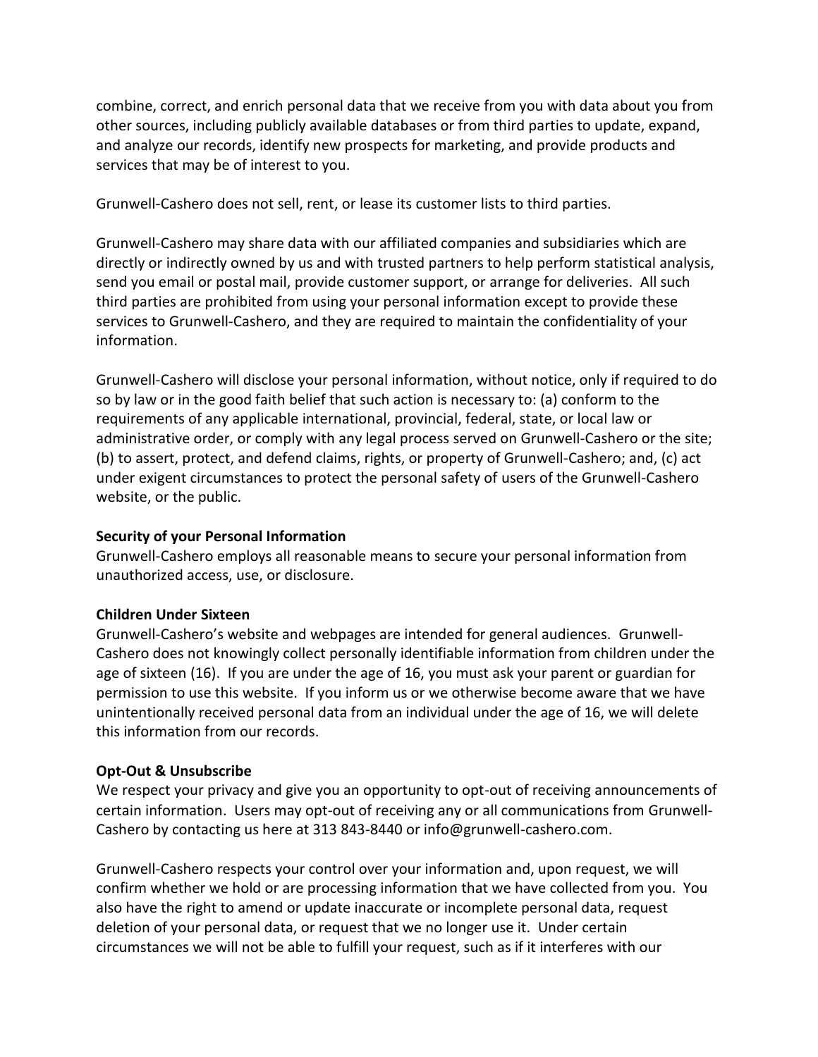combine, correct, and enrich personal data that we receive from you with data about you from other sources, including publicly available databases or from third parties to update, expand, and analyze our records, identify new prospects for marketing, and provide products and services that may be of interest to you.

Grunwell-Cashero does not sell, rent, or lease its customer lists to third parties.

Grunwell-Cashero may share data with our affiliated companies and subsidiaries which are directly or indirectly owned by us and with trusted partners to help perform statistical analysis, send you email or postal mail, provide customer support, or arrange for deliveries. All such third parties are prohibited from using your personal information except to provide these services to Grunwell-Cashero, and they are required to maintain the confidentiality of your information.

Grunwell-Cashero will disclose your personal information, without notice, only if required to do so by law or in the good faith belief that such action is necessary to: (a) conform to the requirements of any applicable international, provincial, federal, state, or local law or administrative order, or comply with any legal process served on Grunwell-Cashero or the site; (b) to assert, protect, and defend claims, rights, or property of Grunwell-Cashero; and, (c) act under exigent circumstances to protect the personal safety of users of the Grunwell-Cashero website, or the public.

**Security of your Personal Information**
Grunwell-Cashero employs all reasonable means to secure your personal information from unauthorized access, use, or disclosure.

**Children Under Sixteen**
Grunwell-Cashero's website and webpages are intended for general audiences. Grunwell-Cashero does not knowingly collect personally identifiable information from children under the age of sixteen (16). If you are under the age of 16, you must ask your parent or guardian for permission to use this website. If you inform us or we otherwise become aware that we have unintentionally received personal data from an individual under the age of 16, we will delete this information from our records.

**Opt-Out & Unsubscribe**
We respect your privacy and give you an opportunity to opt-out of receiving announcements of certain information. Users may opt-out of receiving any or all communications from Grunwell-Cashero by contacting us here at 313 843-8440 or info@grunwell-cashero.com.

Grunwell-Cashero respects your control over your information and, upon request, we will confirm whether we hold or are processing information that we have collected from you. You also have the right to amend or update inaccurate or incomplete personal data, request deletion of your personal data, or request that we no longer use it. Under certain circumstances we will not be able to fulfill your request, such as if it interferes with our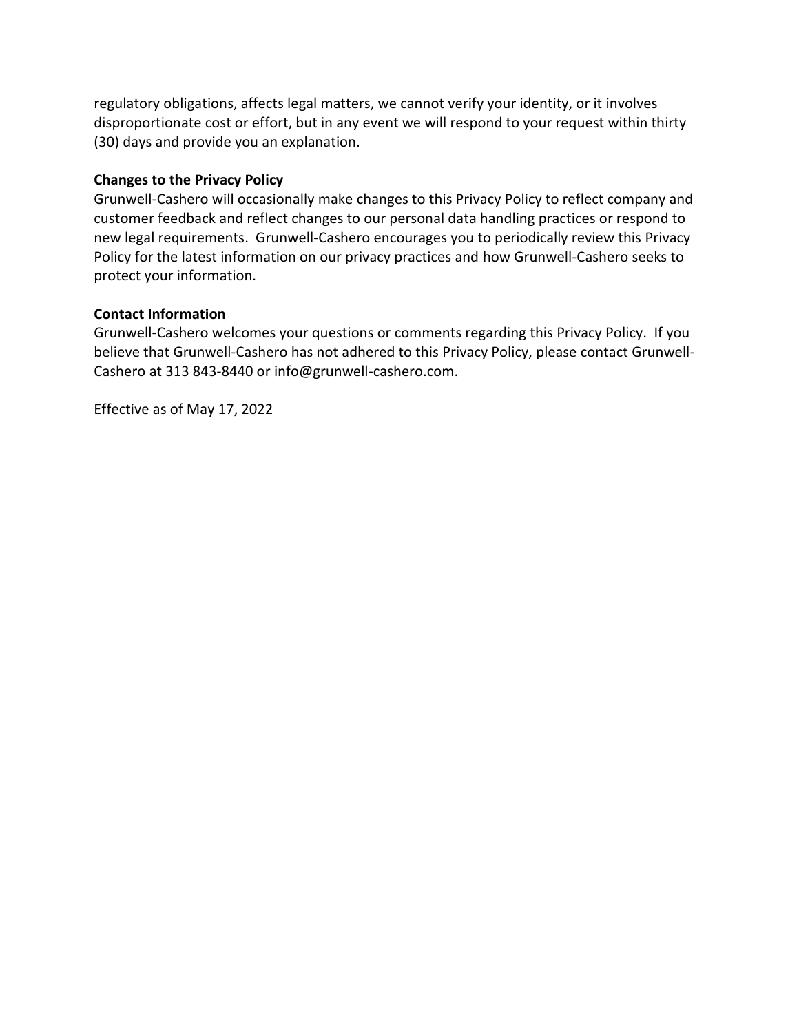regulatory obligations, affects legal matters, we cannot verify your identity, or it involves disproportionate cost or effort, but in any event we will respond to your request within thirty (30) days and provide you an explanation.

**Changes to the Privacy Policy**

Grunwell-Cashero will occasionally make changes to this Privacy Policy to reflect company and customer feedback and reflect changes to our personal data handling practices or respond to new legal requirements. Grunwell-Cashero encourages you to periodically review this Privacy Policy for the latest information on our privacy practices and how Grunwell-Cashero seeks to protect your information.

**Contact Information**

Grunwell-Cashero welcomes your questions or comments regarding this Privacy Policy. If you believe that Grunwell-Cashero has not adhered to this Privacy Policy, please contact Grunwell-Cashero at 313 843-8440 or info@grunwell-cashero.com.

Effective as of May 17, 2022